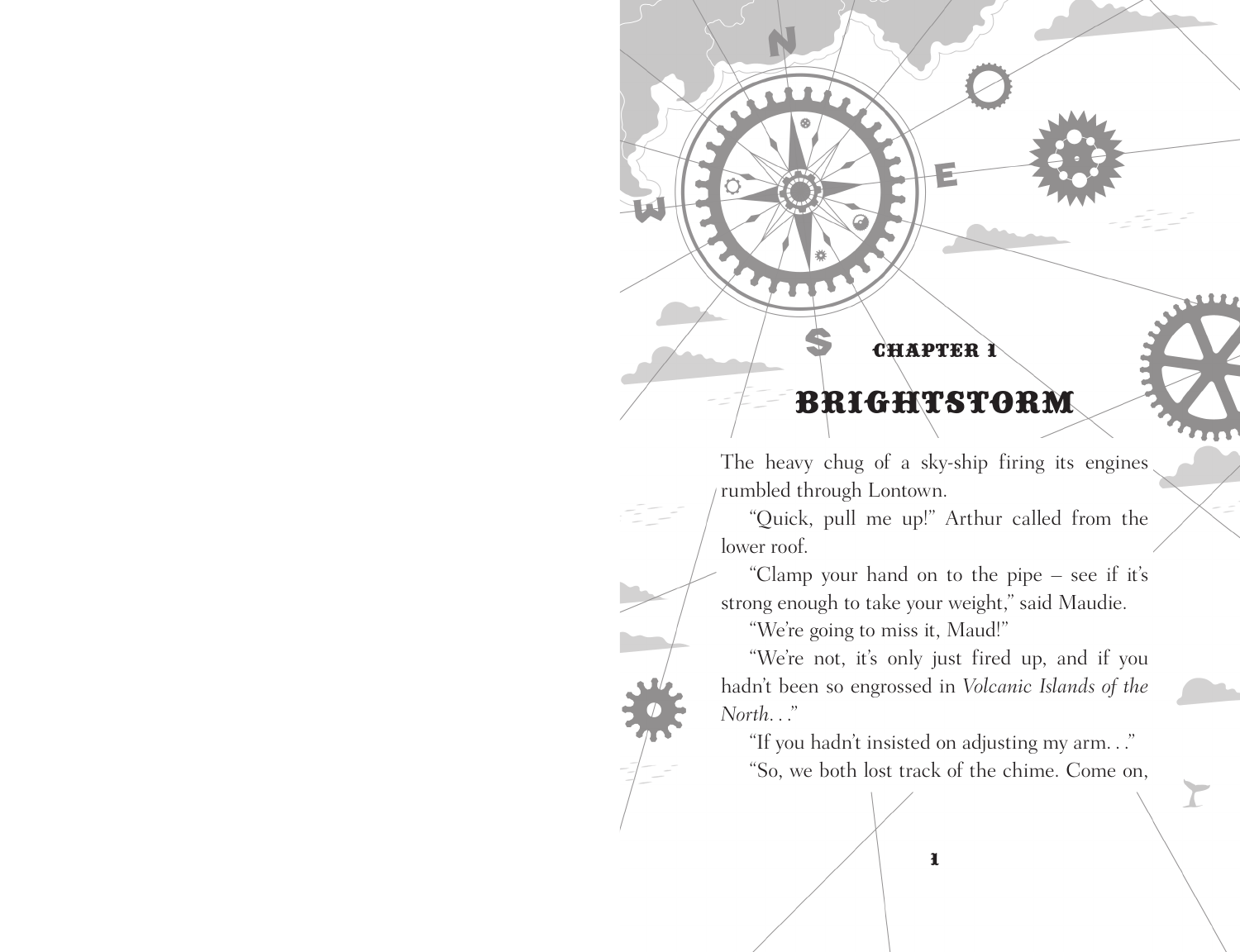## CHAPTER 1

# BRIGHTSTORM

The heavy chug of a sky-ship firing its engines rumbled through Lontown.

"Quick, pull me up!" Arthur called from the lower roof.

"Clamp your hand on to the pipe – see if it's strong enough to take your weight," said Maudie.

"We're going to miss it, Maud!"

"We're not, it's only just fired up, and if you hadn't been so engrossed in *Volcanic Islands of the North*. . ."

"If you hadn't insisted on adjusting my arm. . ."

"So, we both lost track of the chime. Come on,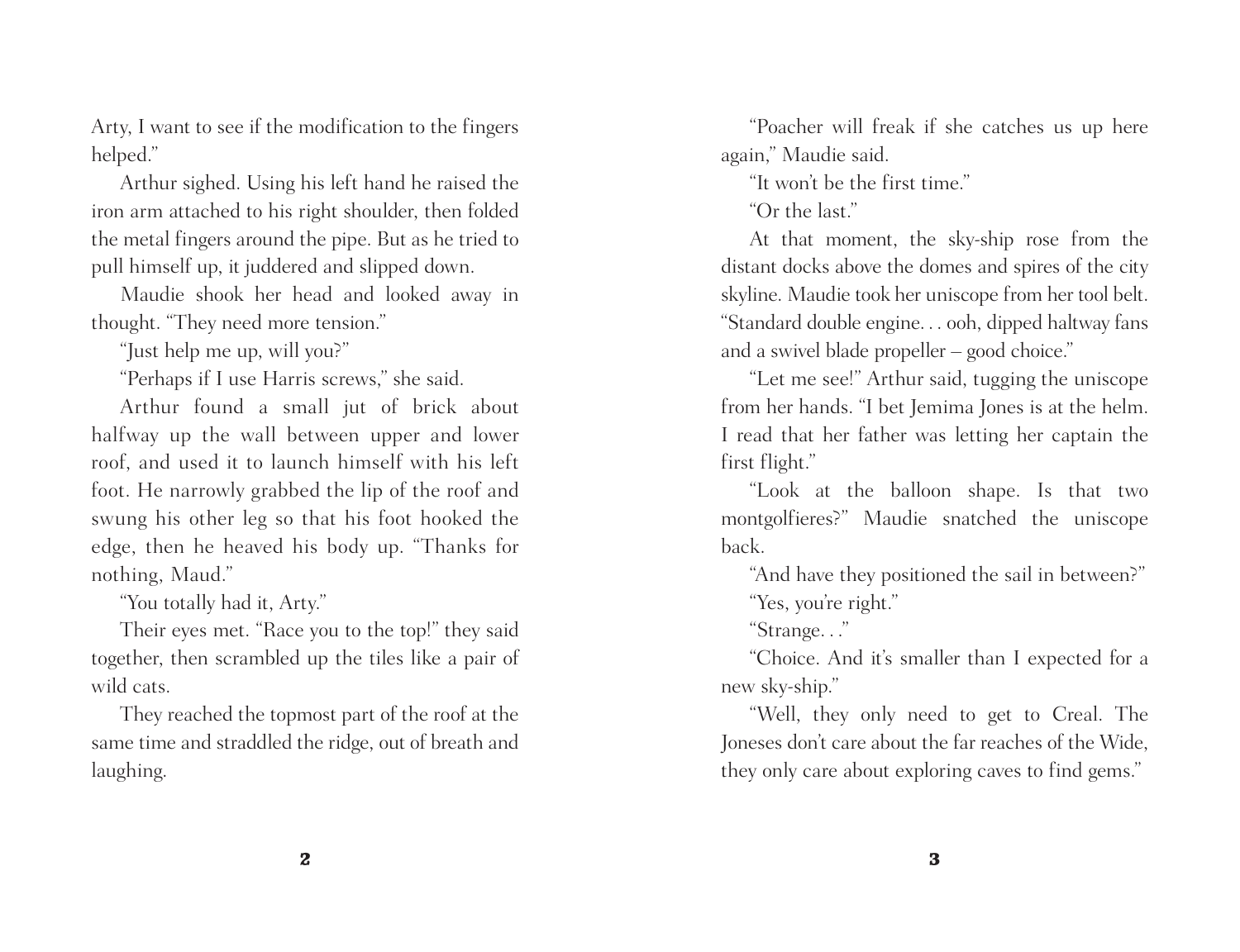Arty, I want to see if the modification to the fingers helped."

Arthur sighed. Using his left hand he raised the iron arm attached to his right shoulder, then folded the metal fingers around the pipe. But as he tried to pull himself up, it juddered and slipped down.

Maudie shook her head and looked away in thought. "They need more tension."

"Just help me up, will you?"

"Perhaps if I use Harris screws," she said.

Arthur found a small jut of brick about halfway up the wall between upper and lower roof, and used it to launch himself with his left foot. He narrowly grabbed the lip of the roof and swung his other leg so that his foot hooked the edge, then he heaved his body up. "Thanks for nothing, Maud."

"You totally had it, Arty."

Their eyes met. "Race you to the top!" they said together, then scrambled up the tiles like a pair of wild cats.

They reached the topmost part of the roof at the same time and straddled the ridge, out of breath and laughing.

"Poacher will freak if she catches us up here again," Maudie said.

"It won't be the first time."

"Or the last."

At that moment, the sky-ship rose from the distant docks above the domes and spires of the city skyline. Maudie took her uniscope from her tool belt. "Standard double engine. . . ooh, dipped haltway fans and a swivel blade propeller – good choice."

"Let me see!" Arthur said, tugging the uniscope from her hands. "I bet Jemima Jones is at the helm. I read that her father was letting her captain the first flight."

"Look at the balloon shape. Is that two montgolfieres?" Maudie snatched the uniscope back.

"And have they positioned the sail in between?"

"Yes, you're right."

"Strange. . ."

"Choice. And it's smaller than I expected for a new sky-ship."

"Well, they only need to get to Creal. The Joneses don't care about the far reaches of the Wide, they only care about exploring caves to find gems."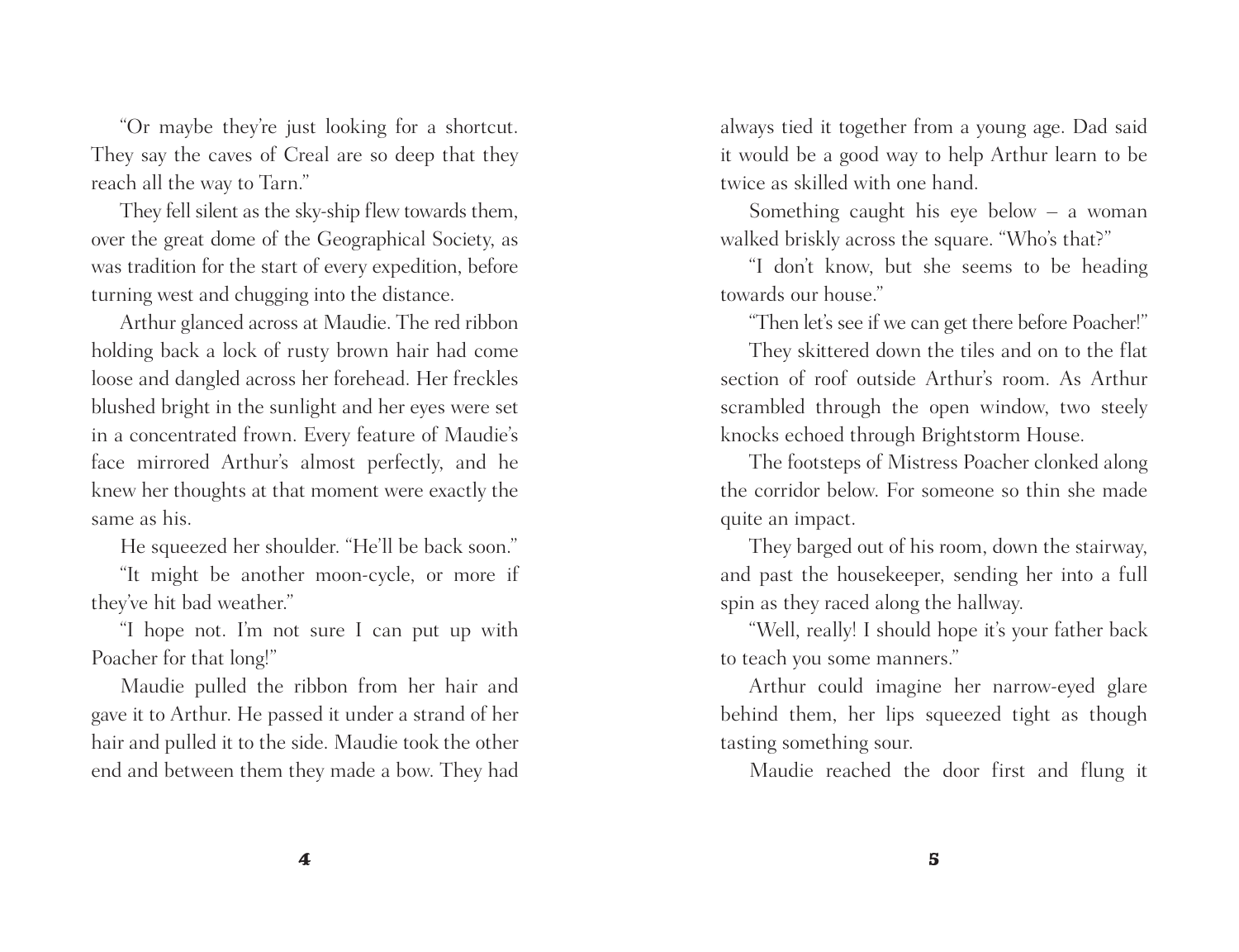"Or maybe they're just looking for a shortcut. They say the caves of Creal are so deep that they reach all the way to Tarn."

They fell silent as the sky-ship flew towards them, over the great dome of the Geographical Society, as was tradition for the start of every expedition, before turning west and chugging into the distance.

Arthur glanced across at Maudie. The red ribbon holding back a lock of rusty brown hair had come loose and dangled across her forehead. Her freckles blushed bright in the sunlight and her eyes were set in a concentrated frown. Every feature of Maudie's face mirrored Arthur's almost perfectly, and he knew her thoughts at that moment were exactly the same as his.

He squeezed her shoulder. "He'll be back soon."

"It might be another moon-cycle, or more if they've hit bad weather."

"I hope not. I'm not sure I can put up with Poacher for that long!"

Maudie pulled the ribbon from her hair and gave it to Arthur. He passed it under a strand of her hair and pulled it to the side. Maudie took the other end and between them they made a bow. They had always tied it together from a young age. Dad said it would be a good way to help Arthur learn to be twice as skilled with one hand.

Something caught his eye below – a woman walked briskly across the square. "Who's that?"

"I don't know, but she seems to be heading towards our house."

"Then let's see if we can get there before Poacher!"

They skittered down the tiles and on to the flat section of roof outside Arthur's room. As Arthur scrambled through the open window, two steely knocks echoed through Brightstorm House.

The footsteps of Mistress Poacher clonked along the corridor below. For someone so thin she made quite an impact.

They barged out of his room, down the stairway, and past the housekeeper, sending her into a full spin as they raced along the hallway.

"Well, really! I should hope it's your father back to teach you some manners."

Arthur could imagine her narrow-eyed glare behind them, her lips squeezed tight as though tasting something sour.

Maudie reached the door first and flung it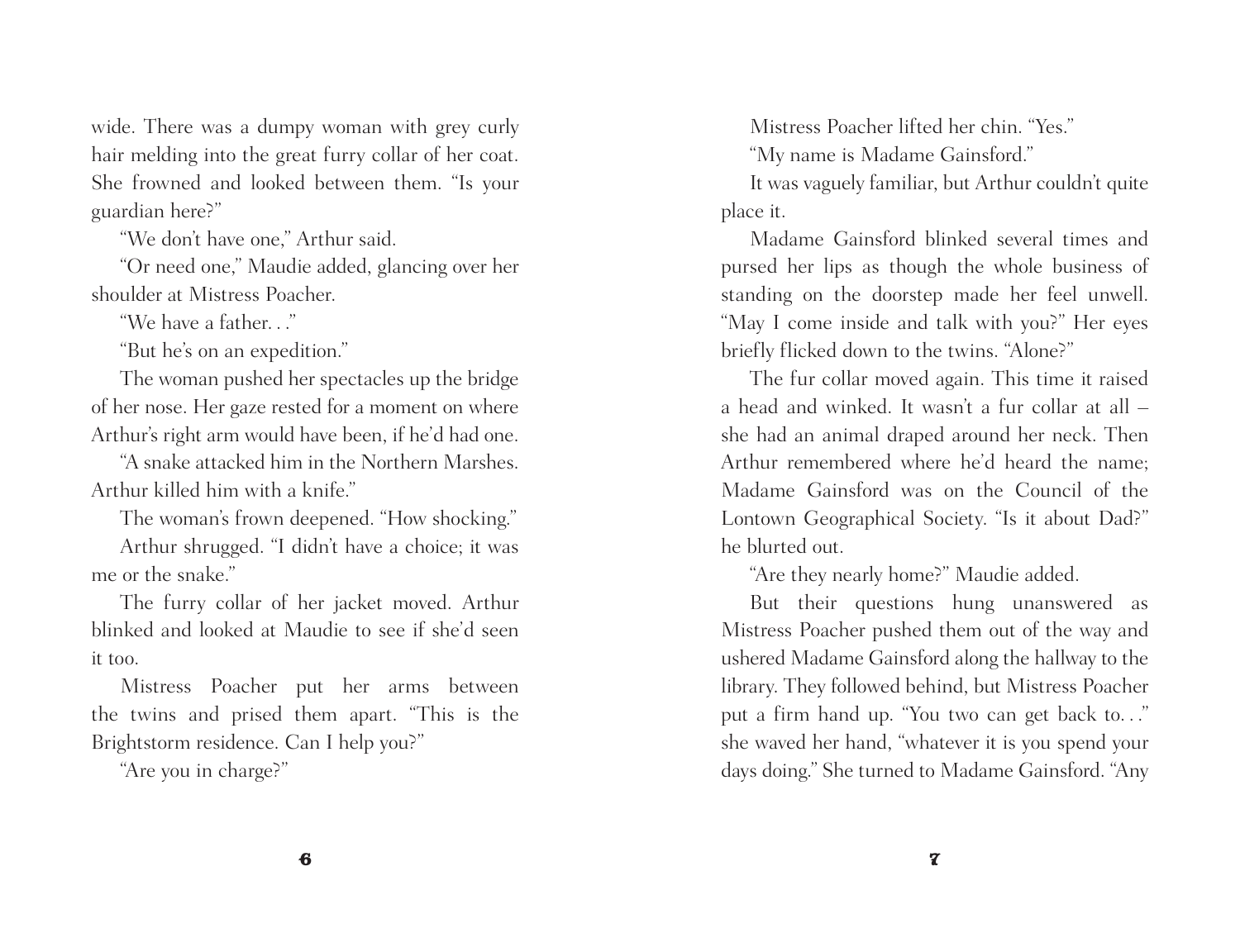wide. There was a dumpy woman with grey curly hair melding into the great furry collar of her coat. She frowned and looked between them. "Is your guardian here?"

"We don't have one," Arthur said.

"Or need one," Maudie added, glancing over her shoulder at Mistress Poacher.

"We have a father. . ."

"But he's on an expedition."

The woman pushed her spectacles up the bridge of her nose. Her gaze rested for a moment on where Arthur's right arm would have been, if he'd had one.

"A snake attacked him in the Northern Marshes. Arthur killed him with a knife."

The woman's frown deepened. "How shocking."

Arthur shrugged. "I didn't have a choice; it was me or the snake."

The furry collar of her jacket moved. Arthur blinked and looked at Maudie to see if she'd seen it too.

Mistress Poacher put her arms between the twins and prised them apart. "This is the Brightstorm residence. Can I help you?"

"Are you in charge?"

Mistress Poacher lifted her chin. "Yes."

"My name is Madame Gainsford."

It was vaguely familiar, but Arthur couldn't quite place it.

Madame Gainsford blinked several times and pursed her lips as though the whole business of standing on the doorstep made her feel unwell. "May I come inside and talk with you?" Her eyes briefly flicked down to the twins. "Alone?"

The fur collar moved again. This time it raised a head and winked. It wasn't a fur collar at all – she had an animal draped around her neck. Then Arthur remembered where he'd heard the name; Madame Gainsford was on the Council of the Lontown Geographical Society. "Is it about Dad?" he blurted out.

"Are they nearly home?" Maudie added.

But their questions hung unanswered as Mistress Poacher pushed them out of the way and ushered Madame Gainsford along the hallway to the library. They followed behind, but Mistress Poacher put a firm hand up. "You two can get back to. . ." she waved her hand, "whatever it is you spend your days doing." She turned to Madame Gainsford. "Any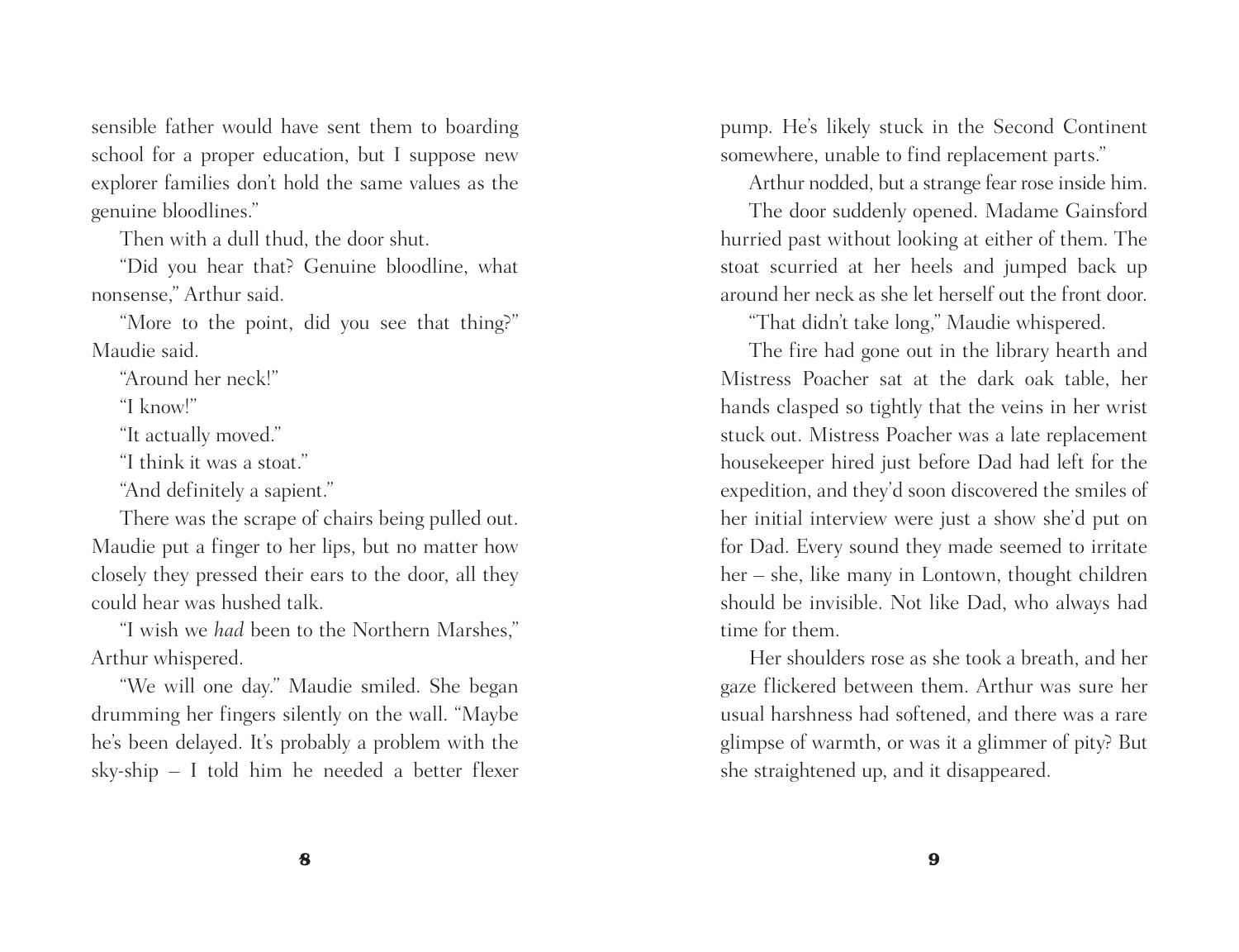sensible father would have sent them to boarding school for a proper education, but I suppose new explorer families don't hold the same values as the genuine bloodlines."

Then with a dull thud, the door shut.

"Did you hear that? Genuine bloodline, what nonsense," Arthur said.

"More to the point, did you see that thing?" Maudie said.

"Around her neck!"

"I know!"

"It actually moved."

"I think it was a stoat."

"And definitely a sapient."

There was the scrape of chairs being pulled out. Maudie put a finger to her lips, but no matter how closely they pressed their ears to the door, all they could hear was hushed talk.

"I wish we *had* been to the Northern Marshes," Arthur whispered.

"We will one day." Maudie smiled. She began drumming her fingers silently on the wall. "Maybe he's been delayed. It's probably a problem with the sky-ship – I told him he needed a better flexer pump. He's likely stuck in the Second Continent somewhere, unable to find replacement parts."

Arthur nodded, but a strange fear rose inside him.

The door suddenly opened. Madame Gainsford hurried past without looking at either of them. The stoat scurried at her heels and jumped back up around her neck as she let herself out the front door.

"That didn't take long," Maudie whispered.

The fire had gone out in the library hearth and Mistress Poacher sat at the dark oak table, her hands clasped so tightly that the veins in her wrist stuck out. Mistress Poacher was a late replacement housekeeper hired just before Dad had left for the expedition, and they'd soon discovered the smiles of her initial interview were just a show she'd put on for Dad. Every sound they made seemed to irritate her – she, like many in Lontown, thought children should be invisible. Not like Dad, who always had time for them.

Her shoulders rose as she took a breath, and her gaze flickered between them. Arthur was sure her usual harshness had softened, and there was a rare glimpse of warmth, or was it a glimmer of pity? But she straightened up, and it disappeared.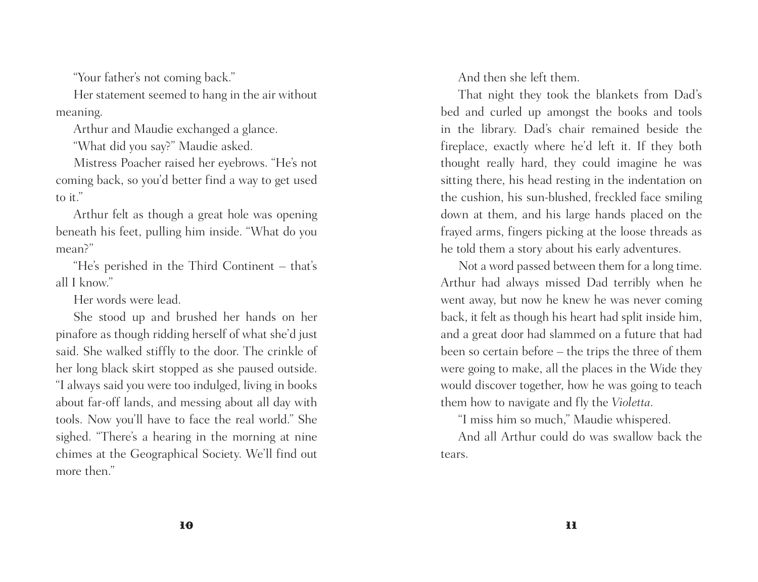"Your father's not coming back."

Her statement seemed to hang in the air without meaning.

Arthur and Maudie exchanged a glance.

"What did you say?" Maudie asked.

Mistress Poacher raised her eyebrows. "He's not coming back, so you'd better find a way to get used to it."

Arthur felt as though a great hole was opening beneath his feet, pulling him inside. "What do you mean?"

"He's perished in the Third Continent – that's all I know."

Her words were lead.

She stood up and brushed her hands on her pinafore as though ridding herself of what she'd just said. She walked stiffly to the door. The crinkle of her long black skirt stopped as she paused outside. "I always said you were too indulged, living in books about far-off lands, and messing about all day with tools. Now you'll have to face the real world." She sighed. "There's a hearing in the morning at nine chimes at the Geographical Society. We'll find out more then."

And then she left them.

That night they took the blankets from Dad's bed and curled up amongst the books and tools in the library. Dad's chair remained beside the fireplace, exactly where he'd left it. If they both thought really hard, they could imagine he was sitting there, his head resting in the indentation on the cushion, his sun-blushed, freckled face smiling down at them, and his large hands placed on the frayed arms, fingers picking at the loose threads as he told them a story about his early adventures.

Not a word passed between them for a long time. Arthur had always missed Dad terribly when he went away, but now he knew he was never coming back, it felt as though his heart had split inside him, and a great door had slammed on a future that had been so certain before – the trips the three of them were going to make, all the places in the Wide they would discover together, how he was going to teach them how to navigate and fly the *Violetta*.

"I miss him so much," Maudie whispered.

And all Arthur could do was swallow back the tears.